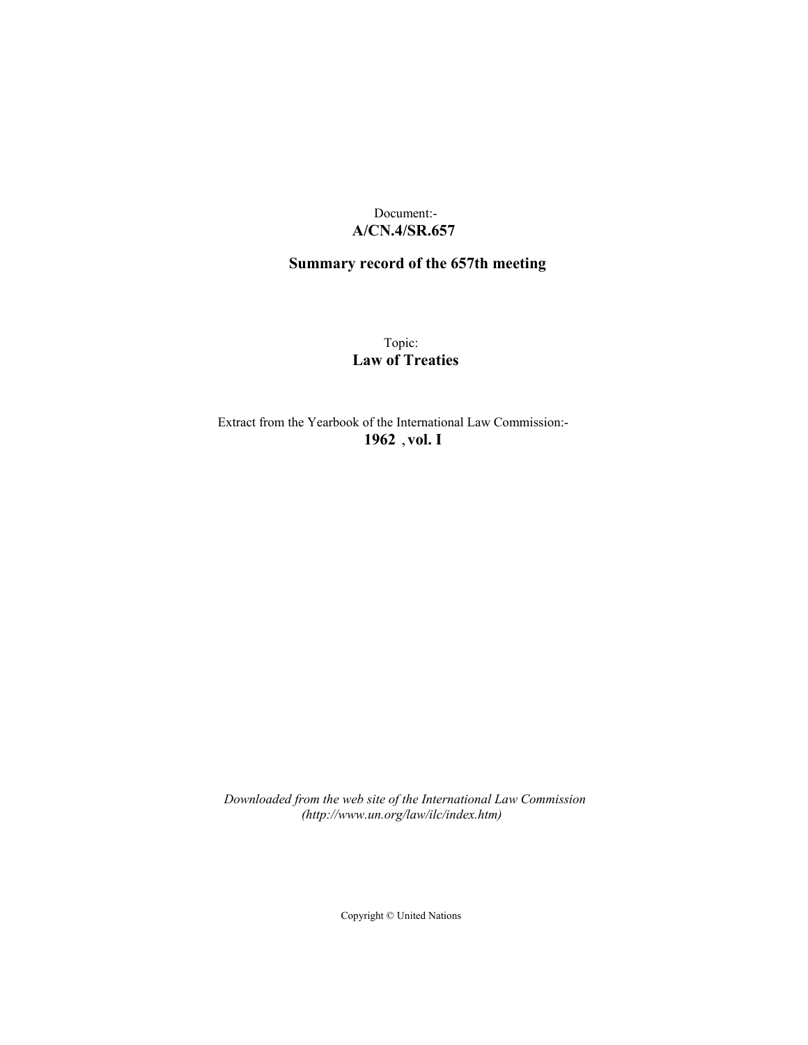Document:-
**A/CN.4/SR.657**

**Summary record of the 657th meeting**

Topic:
**Law of Treaties**

Extract from the Yearbook of the International Law Commission:-
**1962 , vol. I**

*Downloaded from the web site of the International Law Commission (http://www.un.org/law/ilc/index.htm)*

Copyright © United Nations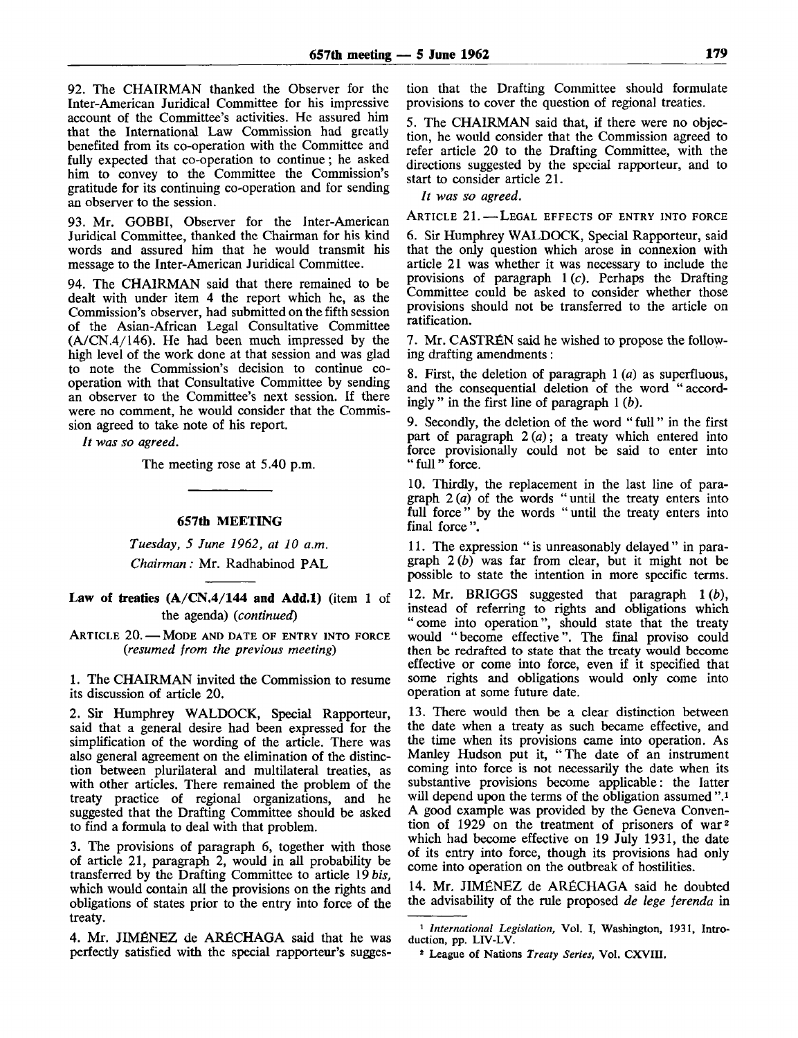92. The CHAIRMAN thanked the Observer for the Inter-American Juridical Committee for his impressive account of the Committee's activities. He assured him that the International Law Commission had greatly benefited from its co-operation with the Committee and fully expected that co-operation to continue; he asked him to convey to the Committee the Commission's gratitude for its continuing co-operation and for sending an observer to the session.

93. Mr. GOBBI, Observer for the Inter-American Juridical Committee, thanked the Chairman for his kind words and assured him that he would transmit his message to the Inter-American Juridical Committee.

94. The CHAIRMAN said that there remained to be dealt with under item 4 the report which he, as the Commission's observer, had submitted on the fifth session of the Asian-African Legal Consultative Committee (A/CN.4/146). He had been much impressed by the high level of the work done at that session and was glad to note the Commission's decision to continue co-operation with that Consultative Committee by sending an observer to the Committee's next session. If there were no comment, he would consider that the Commission agreed to take note of his report.

*It was so agreed.*

The meeting rose at 5.40 p.m.

## 657th MEETING

*Tuesday, 5 June 1962, at 10 a.m.*

*Chairman:* Mr. Radhabinod PAL

### Law of treaties (A/CN.4/144 and Add.1) (item 1 of the agenda) (*continued*)

ARTICLE 20. — MODE AND DATE OF ENTRY INTO FORCE (*resumed from the previous meeting*)

1. The CHAIRMAN invited the Commission to resume its discussion of article 20.

2. Sir Humphrey WALDOCK, Special Rapporteur, said that a general desire had been expressed for the simplification of the wording of the article. There was also general agreement on the elimination of the distinction between plurilateral and multilateral treaties, as with other articles. There remained the problem of the treaty practice of regional organizations, and he suggested that the Drafting Committee should be asked to find a formula to deal with that problem.

3. The provisions of paragraph 6, together with those of article 21, paragraph 2, would in all probability be transferred by the Drafting Committee to article 19 *bis*, which would contain all the provisions on the rights and obligations of states prior to the entry into force of the treaty.

4. Mr. JIMÉNEZ de ARÉCHAGA said that he was perfectly satisfied with the special rapporteur's suggestion that the Drafting Committee should formulate provisions to cover the question of regional treaties.

5. The CHAIRMAN said that, if there were no objection, he would consider that the Commission agreed to refer article 20 to the Drafting Committee, with the directions suggested by the special rapporteur, and to start to consider article 21.

*It was so agreed.*

ARTICLE 21. — LEGAL EFFECTS OF ENTRY INTO FORCE

6. Sir Humphrey WALDOCK, Special Rapporteur, said that the only question which arose in connexion with article 21 was whether it was necessary to include the provisions of paragraph 1 (*c*). Perhaps the Drafting Committee could be asked to consider whether those provisions should not be transferred to the article on ratification.

7. Mr. CASTRÉN said he wished to propose the following drafting amendments:

8. First, the deletion of paragraph 1 (*a*) as superfluous, and the consequential deletion of the word "accordingly" in the first line of paragraph 1 (*b*).

9. Secondly, the deletion of the word "full" in the first part of paragraph 2 (*a*); a treaty which entered into force provisionally could not be said to enter into "full" force.

10. Thirdly, the replacement in the last line of paragraph 2 (*a*) of the words "until the treaty enters into full force" by the words "until the treaty enters into final force".

11. The expression "is unreasonably delayed" in paragraph 2 (*b*) was far from clear, but it might not be possible to state the intention in more specific terms.

12. Mr. BRIGGS suggested that paragraph 1 (*b*), instead of referring to rights and obligations which "come into operation", should state that the treaty would "become effective". The final proviso could then be redrafted to state that the treaty would become effective or come into force, even if it specified that some rights and obligations would only come into operation at some future date.

13. There would then be a clear distinction between the date when a treaty as such became effective, and the time when its provisions came into operation. As Manley Hudson put it, "The date of an instrument coming into force is not necessarily the date when its substantive provisions become applicable: the latter will depend upon the terms of the obligation assumed".[1] A good example was provided by the Geneva Convention of 1929 on the treatment of prisoners of war[2] which had become effective on 19 July 1931, the date of its entry into force, though its provisions had only come into operation on the outbreak of hostilities.

14. Mr. JIMÉNEZ de ARÉCHAGA said he doubted the advisability of the rule proposed *de lege ferenda* in

[1] *International Legislation*, Vol. I, Washington, 1931, Introduction, pp. LIV-LV.

[2] League of Nations *Treaty Series*, Vol. CXVIII.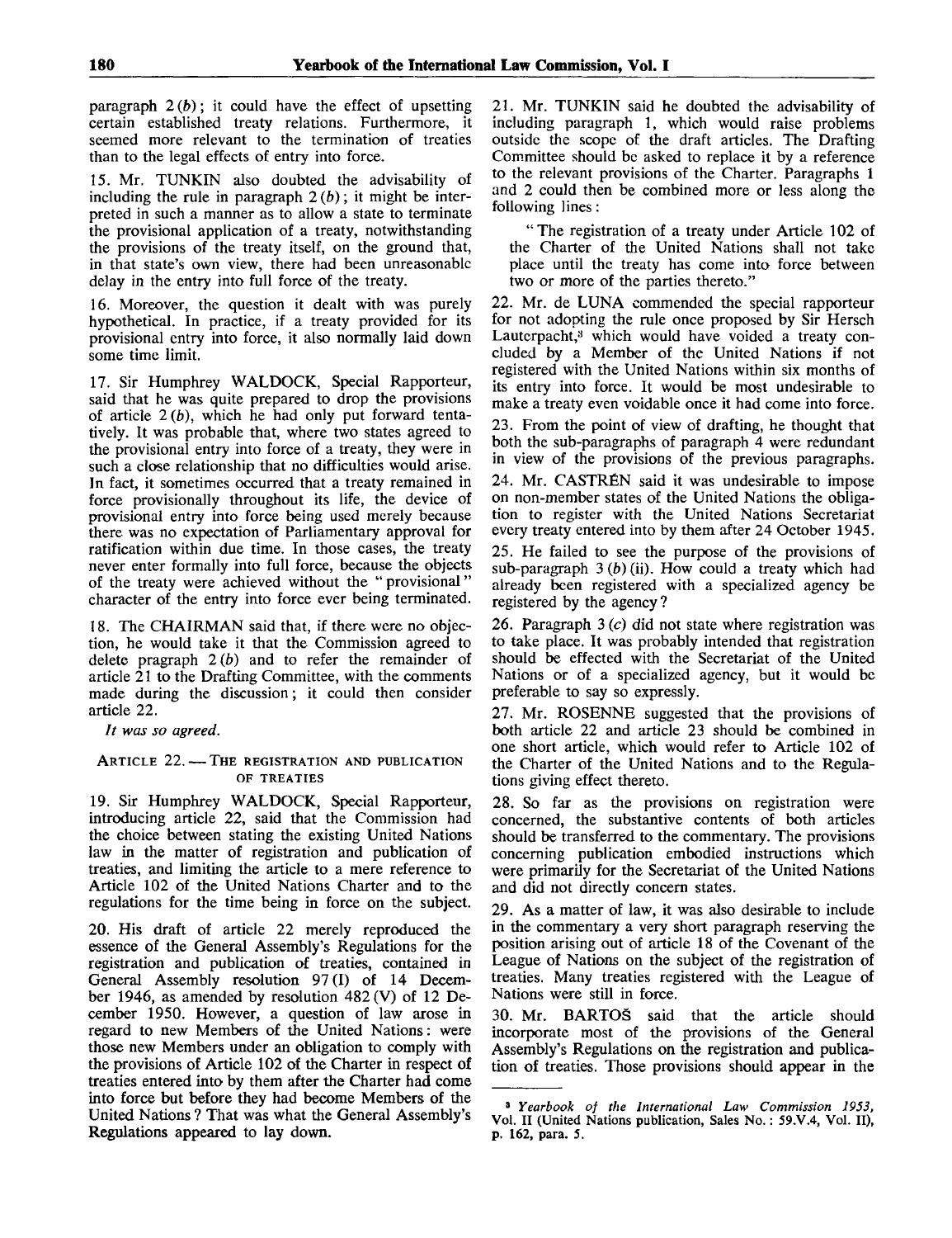paragraph 2 (b); it could have the effect of upsetting certain established treaty relations. Furthermore, it seemed more relevant to the termination of treaties than to the legal effects of entry into force.

15. Mr. TUNKIN also doubted the advisability of including the rule in paragraph 2 (b); it might be interpreted in such a manner as to allow a state to terminate the provisional application of a treaty, notwithstanding the provisions of the treaty itself, on the ground that, in that state's own view, there had been unreasonable delay in the entry into full force of the treaty.

16. Moreover, the question it dealt with was purely hypothetical. In practice, if a treaty provided for its provisional entry into force, it also normally laid down some time limit.

17. Sir Humphrey WALDOCK, Special Rapporteur, said that he was quite prepared to drop the provisions of article 2 (b), which he had only put forward tentatively. It was probable that, where two states agreed to the provisional entry into force of a treaty, they were in such a close relationship that no difficulties would arise. In fact, it sometimes occurred that a treaty remained in force provisionally throughout its life, the device of provisional entry into force being used merely because there was no expectation of Parliamentary approval for ratification within due time. In those cases, the treaty never enter formally into full force, because the objects of the treaty were achieved without the "provisional" character of the entry into force ever being terminated.

18. The CHAIRMAN said that, if there were no objection, he would take it that the Commission agreed to delete pragraph 2 (b) and to refer the remainder of article 21 to the Drafting Committee, with the comments made during the discussion; it could then consider article 22.

*It was so agreed.*

### ARTICLE 22. — THE REGISTRATION AND PUBLICATION OF TREATIES

19. Sir Humphrey WALDOCK, Special Rapporteur, introducing article 22, said that the Commission had the choice between stating the existing United Nations law in the matter of registration and publication of treaties, and limiting the article to a mere reference to Article 102 of the United Nations Charter and to the regulations for the time being in force on the subject.

20. His draft of article 22 merely reproduced the essence of the General Assembly's Regulations for the registration and publication of treaties, contained in General Assembly resolution 97 (I) of 14 December 1946, as amended by resolution 482 (V) of 12 December 1950. However, a question of law arose in regard to new Members of the United Nations: were those new Members under an obligation to comply with the provisions of Article 102 of the Charter in respect of treaties entered into by them after the Charter had come into force but before they had become Members of the United Nations? That was what the General Assembly's Regulations appeared to lay down.

21. Mr. TUNKIN said he doubted the advisability of including paragraph 1, which would raise problems outside the scope of the draft articles. The Drafting Committee should be asked to replace it by a reference to the relevant provisions of the Charter. Paragraphs 1 and 2 could then be combined more or less along the following lines:

> "The registration of a treaty under Article 102 of the Charter of the United Nations shall not take place until the treaty has come into force between two or more of the parties thereto."

22. Mr. de LUNA commended the special rapporteur for not adopting the rule once proposed by Sir Hersch Lauterpacht,[3] which would have voided a treaty concluded by a Member of the United Nations if not registered with the United Nations within six months of its entry into force. It would be most undesirable to make a treaty even voidable once it had come into force.

23. From the point of view of drafting, he thought that both the sub-paragraphs of paragraph 4 were redundant in view of the provisions of the previous paragraphs.

24. Mr. CASTRÉN said it was undesirable to impose on non-member states of the United Nations the obligation to register with the United Nations Secretariat every treaty entered into by them after 24 October 1945.

25. He failed to see the purpose of the provisions of sub-paragraph 3 (b) (ii). How could a treaty which had already been registered with a specialized agency be registered by the agency?

26. Paragraph 3 (c) did not state where registration was to take place. It was probably intended that registration should be effected with the Secretariat of the United Nations or of a specialized agency, but it would be preferable to say so expressly.

27. Mr. ROSENNE suggested that the provisions of both article 22 and article 23 should be combined in one short article, which would refer to Article 102 of the Charter of the United Nations and to the Regulations giving effect thereto.

28. So far as the provisions on registration were concerned, the substantive contents of both articles should be transferred to the commentary. The provisions concerning publication embodied instructions which were primarily for the Secretariat of the United Nations and did not directly concern states.

29. As a matter of law, it was also desirable to include in the commentary a very short paragraph reserving the position arising out of article 18 of the Covenant of the League of Nations on the subject of the registration of treaties. Many treaties registered with the League of Nations were still in force.

30. Mr. BARTOŠ said that the article should incorporate most of the provisions of the General Assembly's Regulations on the registration and publication of treaties. Those provisions should appear in the

---

[3] *Yearbook of the International Law Commission 1953*, Vol. II (United Nations publication, Sales No.: 59.V.4, Vol. II), p. 162, para. 5.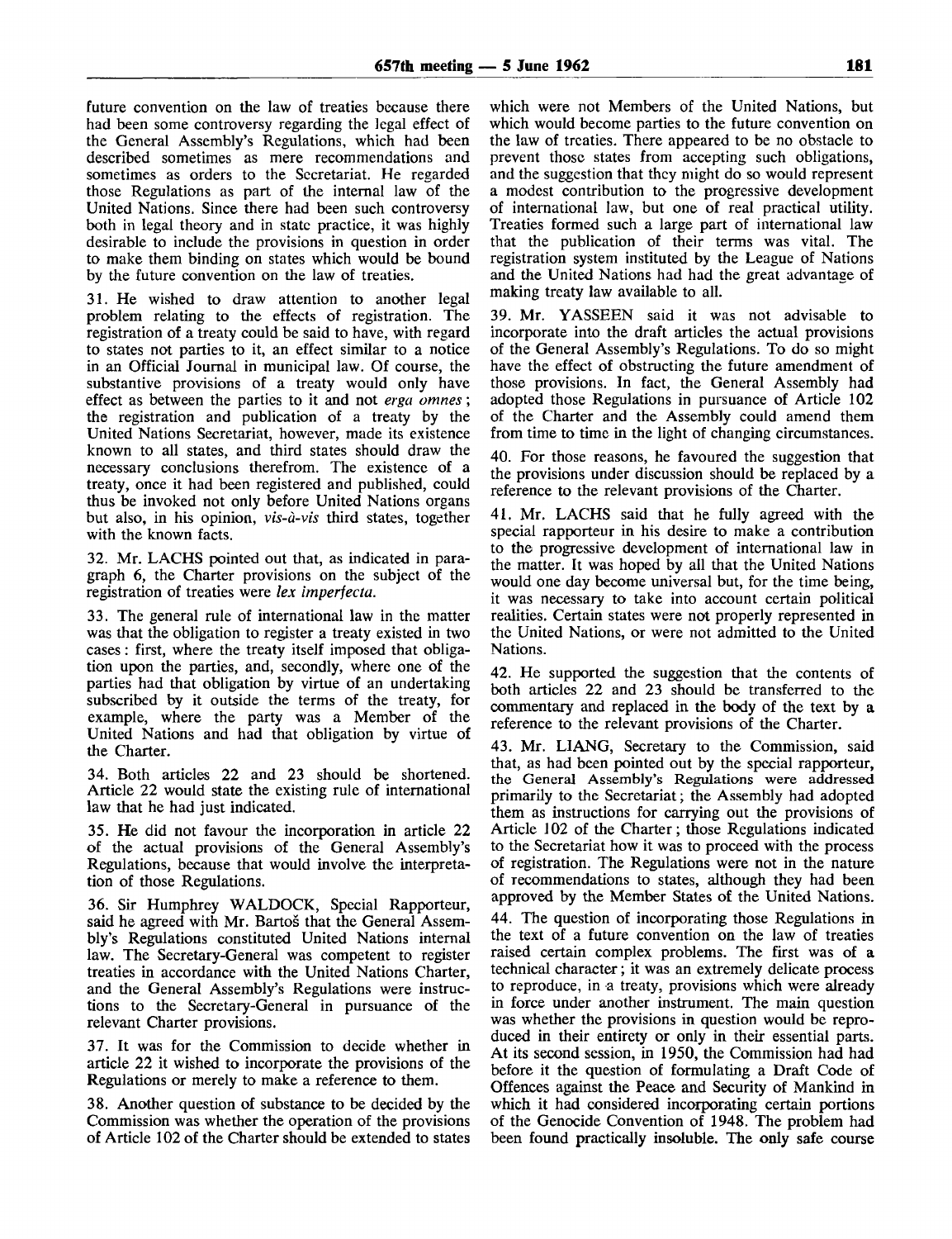future convention on the law of treaties because there had been some controversy regarding the legal effect of the General Assembly's Regulations, which had been described sometimes as mere recommendations and sometimes as orders to the Secretariat. He regarded those Regulations as part of the internal law of the United Nations. Since there had been such controversy both in legal theory and in state practice, it was highly desirable to include the provisions in question in order to make them binding on states which would be bound by the future convention on the law of treaties.

31. He wished to draw attention to another legal problem relating to the effects of registration. The registration of a treaty could be said to have, with regard to states not parties to it, an effect similar to a notice in an Official Journal in municipal law. Of course, the substantive provisions of a treaty would only have effect as between the parties to it and not *erga omnes*; the registration and publication of a treaty by the United Nations Secretariat, however, made its existence known to all states, and third states should draw the necessary conclusions therefrom. The existence of a treaty, once it had been registered and published, could thus be invoked not only before United Nations organs but also, in his opinion, *vis-à-vis* third states, together with the known facts.

32. Mr. LACHS pointed out that, as indicated in paragraph 6, the Charter provisions on the subject of the registration of treaties were *lex imperfecta*.

33. The general rule of international law in the matter was that the obligation to register a treaty existed in two cases: first, where the treaty itself imposed that obligation upon the parties, and, secondly, where one of the parties had that obligation by virtue of an undertaking subscribed by it outside the terms of the treaty, for example, where the party was a Member of the United Nations and had that obligation by virtue of the Charter.

34. Both articles 22 and 23 should be shortened. Article 22 would state the existing rule of international law that he had just indicated.

35. He did not favour the incorporation in article 22 of the actual provisions of the General Assembly's Regulations, because that would involve the interpretation of those Regulations.

36. Sir Humphrey WALDOCK, Special Rapporteur, said he agreed with Mr. Bartoš that the General Assembly's Regulations constituted United Nations internal law. The Secretary-General was competent to register treaties in accordance with the United Nations Charter, and the General Assembly's Regulations were instructions to the Secretary-General in pursuance of the relevant Charter provisions.

37. It was for the Commission to decide whether in article 22 it wished to incorporate the provisions of the Regulations or merely to make a reference to them.

38. Another question of substance to be decided by the Commission was whether the operation of the provisions of Article 102 of the Charter should be extended to states which were not Members of the United Nations, but which would become parties to the future convention on the law of treaties. There appeared to be no obstacle to prevent those states from accepting such obligations, and the suggestion that they might do so would represent a modest contribution to the progressive development of international law, but one of real practical utility. Treaties formed such a large part of international law that the publication of their terms was vital. The registration system instituted by the League of Nations and the United Nations had had the great advantage of making treaty law available to all.

39. Mr. YASSEEN said it was not advisable to incorporate into the draft articles the actual provisions of the General Assembly's Regulations. To do so might have the effect of obstructing the future amendment of those provisions. In fact, the General Assembly had adopted those Regulations in pursuance of Article 102 of the Charter and the Assembly could amend them from time to time in the light of changing circumstances.

40. For those reasons, he favoured the suggestion that the provisions under discussion should be replaced by a reference to the relevant provisions of the Charter.

41. Mr. LACHS said that he fully agreed with the special rapporteur in his desire to make a contribution to the progressive development of international law in the matter. It was hoped by all that the United Nations would one day become universal but, for the time being, it was necessary to take into account certain political realities. Certain states were not properly represented in the United Nations, or were not admitted to the United Nations.

42. He supported the suggestion that the contents of both articles 22 and 23 should be transferred to the commentary and replaced in the body of the text by a reference to the relevant provisions of the Charter.

43. Mr. LIANG, Secretary to the Commission, said that, as had been pointed out by the special rapporteur, the General Assembly's Regulations were addressed primarily to the Secretariat; the Assembly had adopted them as instructions for carrying out the provisions of Article 102 of the Charter; those Regulations indicated to the Secretariat how it was to proceed with the process of registration. The Regulations were not in the nature of recommendations to states, although they had been approved by the Member States of the United Nations.

44. The question of incorporating those Regulations in the text of a future convention on the law of treaties raised certain complex problems. The first was of a technical character; it was an extremely delicate process to reproduce, in a treaty, provisions which were already in force under another instrument. The main question was whether the provisions in question would be reproduced in their entirety or only in their essential parts. At its second session, in 1950, the Commission had had before it the question of formulating a Draft Code of Offences against the Peace and Security of Mankind in which it had considered incorporating certain portions of the Genocide Convention of 1948. The problem had been found practically insoluble. The only safe course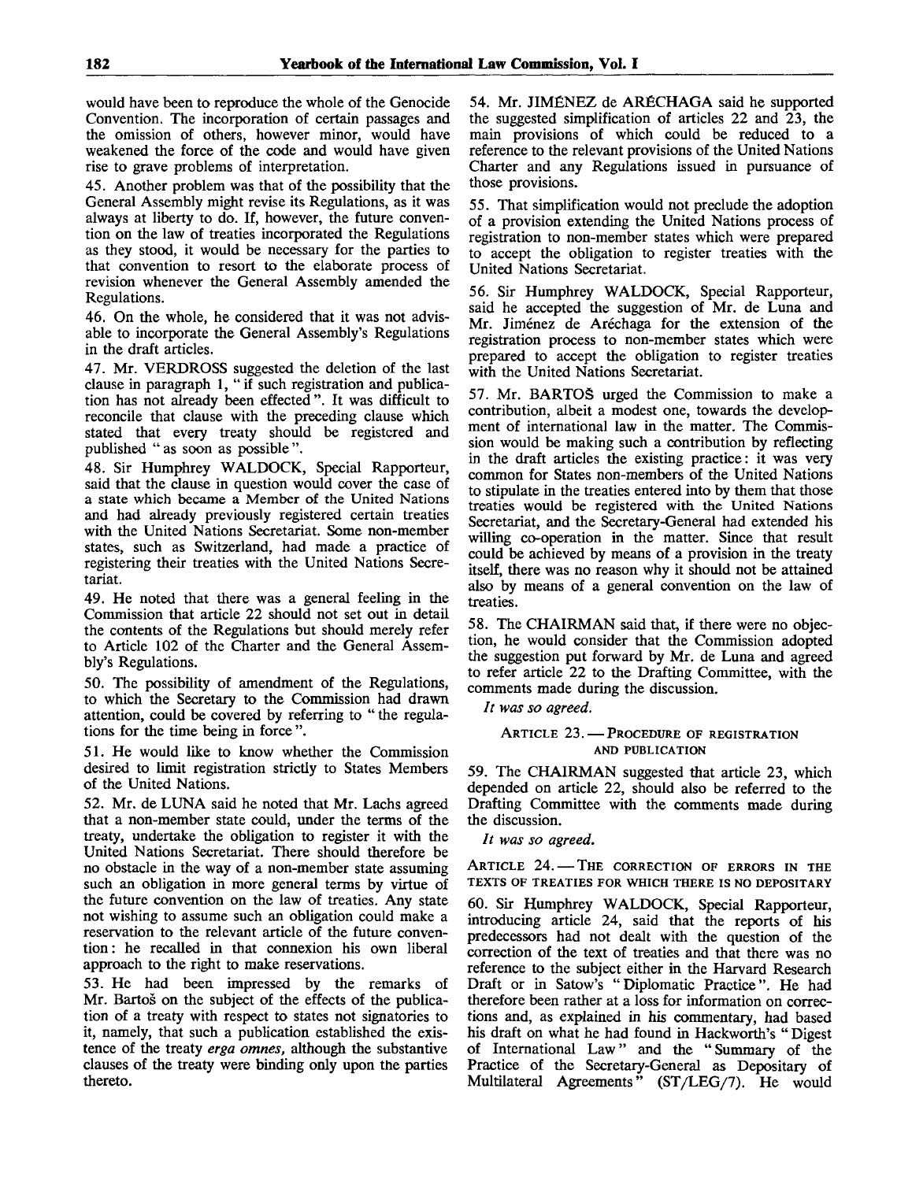would have been to reproduce the whole of the Genocide Convention. The incorporation of certain passages and the omission of others, however minor, would have weakened the force of the code and would have given rise to grave problems of interpretation.

45. Another problem was that of the possibility that the General Assembly might revise its Regulations, as it was always at liberty to do. If, however, the future convention on the law of treaties incorporated the Regulations as they stood, it would be necessary for the parties to that convention to resort to the elaborate process of revision whenever the General Assembly amended the Regulations.

46. On the whole, he considered that it was not advisable to incorporate the General Assembly's Regulations in the draft articles.

47. Mr. VERDROSS suggested the deletion of the last clause in paragraph 1, "if such registration and publication has not already been effected". It was difficult to reconcile that clause with the preceding clause which stated that every treaty should be registered and published "as soon as possible".

48. Sir Humphrey WALDOCK, Special Rapporteur, said that the clause in question would cover the case of a state which became a Member of the United Nations and had already previously registered certain treaties with the United Nations Secretariat. Some non-member states, such as Switzerland, had made a practice of registering their treaties with the United Nations Secretariat.

49. He noted that there was a general feeling in the Commission that article 22 should not set out in detail the contents of the Regulations but should merely refer to Article 102 of the Charter and the General Assembly's Regulations.

50. The possibility of amendment of the Regulations, to which the Secretary to the Commission had drawn attention, could be covered by referring to "the regulations for the time being in force".

51. He would like to know whether the Commission desired to limit registration strictly to States Members of the United Nations.

52. Mr. de LUNA said he noted that Mr. Lachs agreed that a non-member state could, under the terms of the treaty, undertake the obligation to register it with the United Nations Secretariat. There should therefore be no obstacle in the way of a non-member state assuming such an obligation in more general terms by virtue of the future convention on the law of treaties. Any state not wishing to assume such an obligation could make a reservation to the relevant article of the future convention: he recalled in that connexion his own liberal approach to the right to make reservations.

53. He had been impressed by the remarks of Mr. Bartoš on the subject of the effects of the publication of a treaty with respect to states not signatories to it, namely, that such a publication established the existence of the treaty *erga omnes*, although the substantive clauses of the treaty were binding only upon the parties thereto.

54. Mr. JIMÉNEZ de ARÉCHAGA said he supported the suggested simplification of articles 22 and 23, the main provisions of which could be reduced to a reference to the relevant provisions of the United Nations Charter and any Regulations issued in pursuance of those provisions.

55. That simplification would not preclude the adoption of a provision extending the United Nations process of registration to non-member states which were prepared to accept the obligation to register treaties with the United Nations Secretariat.

56. Sir Humphrey WALDOCK, Special Rapporteur, said he accepted the suggestion of Mr. de Luna and Mr. Jiménez de Aréchaga for the extension of the registration process to non-member states which were prepared to accept the obligation to register treaties with the United Nations Secretariat.

57. Mr. BARTOŠ urged the Commission to make a contribution, albeit a modest one, towards the development of international law in the matter. The Commission would be making such a contribution by reflecting in the draft articles the existing practice: it was very common for States non-members of the United Nations to stipulate in the treaties entered into by them that those treaties would be registered with the United Nations Secretariat, and the Secretary-General had extended his willing co-operation in the matter. Since that result could be achieved by means of a provision in the treaty itself, there was no reason why it should not be attained also by means of a general convention on the law of treaties.

58. The CHAIRMAN said that, if there were no objection, he would consider that the Commission adopted the suggestion put forward by Mr. de Luna and agreed to refer article 22 to the Drafting Committee, with the comments made during the discussion.

*It was so agreed.*

### Article 23. — Procedure of registration and publication

59. The CHAIRMAN suggested that article 23, which depended on article 22, should also be referred to the Drafting Committee with the comments made during the discussion.

*It was so agreed.*

### Article 24. — The correction of errors in the texts of treaties for which there is no depositary

60. Sir Humphrey WALDOCK, Special Rapporteur, introducing article 24, said that the reports of his predecessors had not dealt with the question of the correction of the text of treaties and that there was no reference to the subject either in the Harvard Research Draft or in Satow's "Diplomatic Practice". He had therefore been rather at a loss for information on corrections and, as explained in his commentary, had based his draft on what he had found in Hackworth's "Digest of International Law" and the "Summary of the Practice of the Secretary-General as Depositary of Multilateral Agreements" (ST/LEG/7). He would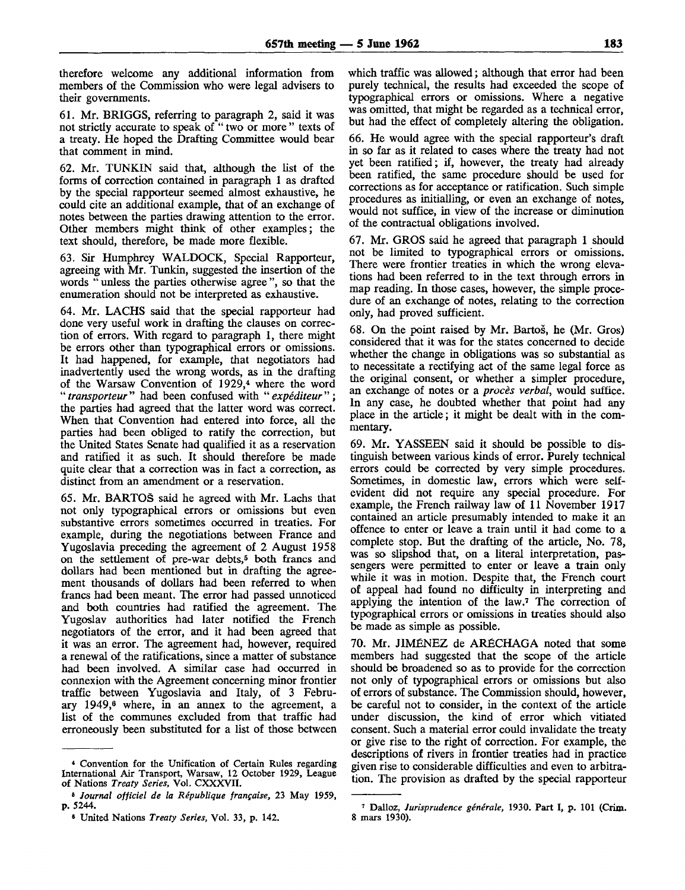therefore welcome any additional information from members of the Commission who were legal advisers to their governments.

61. Mr. BRIGGS, referring to paragraph 2, said it was not strictly accurate to speak of "two or more" texts of a treaty. He hoped the Drafting Committee would bear that comment in mind.

62. Mr. TUNKIN said that, although the list of the forms of correction contained in paragraph 1 as drafted by the special rapporteur seemed almost exhaustive, he could cite an additional example, that of an exchange of notes between the parties drawing attention to the error. Other members might think of other examples; the text should, therefore, be made more flexible.

63. Sir Humphrey WALDOCK, Special Rapporteur, agreeing with Mr. Tunkin, suggested the insertion of the words "unless the parties otherwise agree", so that the enumeration should not be interpreted as exhaustive.

64. Mr. LACHS said that the special rapporteur had done very useful work in drafting the clauses on correction of errors. With regard to paragraph 1, there might be errors other than typographical errors or omissions. It had happened, for example, that negotiators had inadvertently used the wrong words, as in the drafting of the Warsaw Convention of 1929,[4] where the word "*transporteur*" had been confused with "*expéditeur*"; the parties had agreed that the latter word was correct. When that Convention had entered into force, all the parties had been obliged to ratify the correction, but the United States Senate had qualified it as a reservation and ratified it as such. It should therefore be made quite clear that a correction was in fact a correction, as distinct from an amendment or a reservation.

65. Mr. BARTOŠ said he agreed with Mr. Lachs that not only typographical errors or omissions but even substantive errors sometimes occurred in treaties. For example, during the negotiations between France and Yugoslavia preceding the agreement of 2 August 1958 on the settlement of pre-war debts,[5] both francs and dollars had been mentioned but in drafting the agreement thousands of dollars had been referred to when francs had been meant. The error had passed unnoticed and both countries had ratified the agreement. The Yugoslav authorities had later notified the French negotiators of the error, and it had been agreed that it was an error. The agreement had, however, required a renewal of the ratifications, since a matter of substance had been involved. A similar case had occurred in connexion with the Agreement concerning minor frontier traffic between Yugoslavia and Italy, of 3 February 1949,[6] where, in an annex to the agreement, a list of the communes excluded from that traffic had erroneously been substituted for a list of those between which traffic was allowed; although that error had been purely technical, the results had exceeded the scope of typographical errors or omissions. Where a negative was omitted, that might be regarded as a technical error, but had the effect of completely altering the obligation.

66. He would agree with the special rapporteur's draft in so far as it related to cases where the treaty had not yet been ratified; if, however, the treaty had already been ratified, the same procedure should be used for corrections as for acceptance or ratification. Such simple procedures as initialling, or even an exchange of notes, would not suffice, in view of the increase or diminution of the contractual obligations involved.

67. Mr. GROS said he agreed that paragraph 1 should not be limited to typographical errors or omissions. There were frontier treaties in which the wrong elevations had been referred to in the text through errors in map reading. In those cases, however, the simple procedure of an exchange of notes, relating to the correction only, had proved sufficient.

68. On the point raised by Mr. Bartoš, he (Mr. Gros) considered that it was for the states concerned to decide whether the change in obligations was so substantial as to necessitate a rectifying act of the same legal force as the original consent, or whether a simpler procedure, an exchange of notes or a *procès verbal*, would suffice. In any case, he doubted whether that point had any place in the article; it might be dealt with in the commentary.

69. Mr. YASSEEN said it should be possible to distinguish between various kinds of error. Purely technical errors could be corrected by very simple procedures. Sometimes, in domestic law, errors which were self-evident did not require any special procedure. For example, the French railway law of 11 November 1917 contained an article presumably intended to make it an offence to enter or leave a train until it had come to a complete stop. But the drafting of the article, No. 78, was so slipshod that, on a literal interpretation, passengers were permitted to enter or leave a train only while it was in motion. Despite that, the French court of appeal had found no difficulty in interpreting and applying the intention of the law.[7] The correction of typographical errors or omissions in treaties should also be made as simple as possible.

70. Mr. JIMÉNEZ de ARÉCHAGA noted that some members had suggested that the scope of the article should be broadened so as to provide for the correction not only of typographical errors or omissions but also of errors of substance. The Commission should, however, be careful not to consider, in the context of the article under discussion, the kind of error which vitiated consent. Such a material error could invalidate the treaty or give rise to the right of correction. For example, the descriptions of rivers in frontier treaties had in practice given rise to considerable difficulties and even to arbitration. The provision as drafted by the special rapporteur

---

[4] Convention for the Unification of Certain Rules regarding International Air Transport, Warsaw, 12 October 1929, League of Nations *Treaty Series*, Vol. CXXXVII.

[5] *Journal officiel de la République française*, 23 May 1959, p. 5244.

[6] United Nations *Treaty Series*, Vol. 33, p. 142.

[7] Dalloz, *Jurisprudence générale*, 1930. Part I, p. 101 (Crim. 8 mars 1930).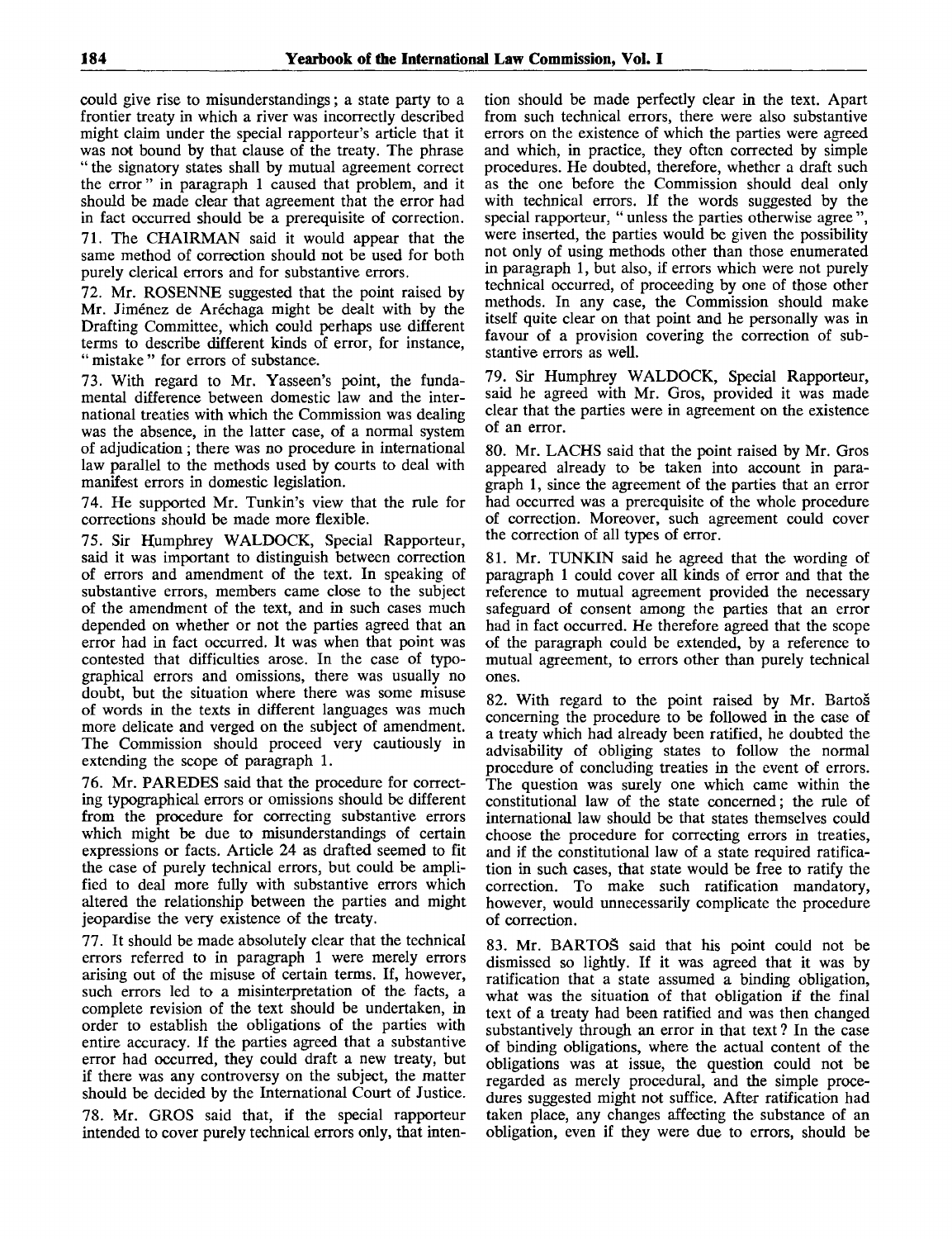could give rise to misunderstandings; a state party to a frontier treaty in which a river was incorrectly described might claim under the special rapporteur's article that it was not bound by that clause of the treaty. The phrase "the signatory states shall by mutual agreement correct the error" in paragraph 1 caused that problem, and it should be made clear that agreement that the error had in fact occurred should be a prerequisite of correction.

71. The CHAIRMAN said it would appear that the same method of correction should not be used for both purely clerical errors and for substantive errors.

72. Mr. ROSENNE suggested that the point raised by Mr. Jiménez de Aréchaga might be dealt with by the Drafting Committee, which could perhaps use different terms to describe different kinds of error, for instance, "mistake" for errors of substance.

73. With regard to Mr. Yasseen's point, the fundamental difference between domestic law and the international treaties with which the Commission was dealing was the absence, in the latter case, of a normal system of adjudication; there was no procedure in international law parallel to the methods used by courts to deal with manifest errors in domestic legislation.

74. He supported Mr. Tunkin's view that the rule for corrections should be made more flexible.

75. Sir Humphrey WALDOCK, Special Rapporteur, said it was important to distinguish between correction of errors and amendment of the text. In speaking of substantive errors, members came close to the subject of the amendment of the text, and in such cases much depended on whether or not the parties agreed that an error had in fact occurred. It was when that point was contested that difficulties arose. In the case of typographical errors and omissions, there was usually no doubt, but the situation where there was some misuse of words in the texts in different languages was much more delicate and verged on the subject of amendment. The Commission should proceed very cautiously in extending the scope of paragraph 1.

76. Mr. PAREDES said that the procedure for correcting typographical errors or omissions should be different from the procedure for correcting substantive errors which might be due to misunderstandings of certain expressions or facts. Article 24 as drafted seemed to fit the case of purely technical errors, but could be amplified to deal more fully with substantive errors which altered the relationship between the parties and might jeopardise the very existence of the treaty.

77. It should be made absolutely clear that the technical errors referred to in paragraph 1 were merely errors arising out of the misuse of certain terms. If, however, such errors led to a misinterpretation of the facts, a complete revision of the text should be undertaken, in order to establish the obligations of the parties with entire accuracy. If the parties agreed that a substantive error had occurred, they could draft a new treaty, but if there was any controversy on the subject, the matter should be decided by the International Court of Justice.

78. Mr. GROS said that, if the special rapporteur intended to cover purely technical errors only, that intention should be made perfectly clear in the text. Apart from such technical errors, there were also substantive errors on the existence of which the parties were agreed and which, in practice, they often corrected by simple procedures. He doubted, therefore, whether a draft such as the one before the Commission should deal only with technical errors. If the words suggested by the special rapporteur, "unless the parties otherwise agree", were inserted, the parties would be given the possibility not only of using methods other than those enumerated in paragraph 1, but also, if errors which were not purely technical occurred, of proceeding by one of those other methods. In any case, the Commission should make itself quite clear on that point and he personally was in favour of a provision covering the correction of substantive errors as well.

79. Sir Humphrey WALDOCK, Special Rapporteur, said he agreed with Mr. Gros, provided it was made clear that the parties were in agreement on the existence of an error.

80. Mr. LACHS said that the point raised by Mr. Gros appeared already to be taken into account in paragraph 1, since the agreement of the parties that an error had occurred was a prerequisite of the whole procedure of correction. Moreover, such agreement could cover the correction of all types of error.

81. Mr. TUNKIN said he agreed that the wording of paragraph 1 could cover all kinds of error and that the reference to mutual agreement provided the necessary safeguard of consent among the parties that an error had in fact occurred. He therefore agreed that the scope of the paragraph could be extended, by a reference to mutual agreement, to errors other than purely technical ones.

82. With regard to the point raised by Mr. Bartoš concerning the procedure to be followed in the case of a treaty which had already been ratified, he doubted the advisability of obliging states to follow the normal procedure of concluding treaties in the event of errors. The question was surely one which came within the constitutional law of the state concerned; the rule of international law should be that states themselves could choose the procedure for correcting errors in treaties, and if the constitutional law of a state required ratification in such cases, that state would be free to ratify the correction. To make such ratification mandatory, however, would unnecessarily complicate the procedure of correction.

83. Mr. BARTOŠ said that his point could not be dismissed so lightly. If it was agreed that it was by ratification that a state assumed a binding obligation, what was the situation of that obligation if the final text of a treaty had been ratified and was then changed substantively through an error in that text? In the case of binding obligations, where the actual content of the obligations was at issue, the question could not be regarded as merely procedural, and the simple procedures suggested might not suffice. After ratification had taken place, any changes affecting the substance of an obligation, even if they were due to errors, should be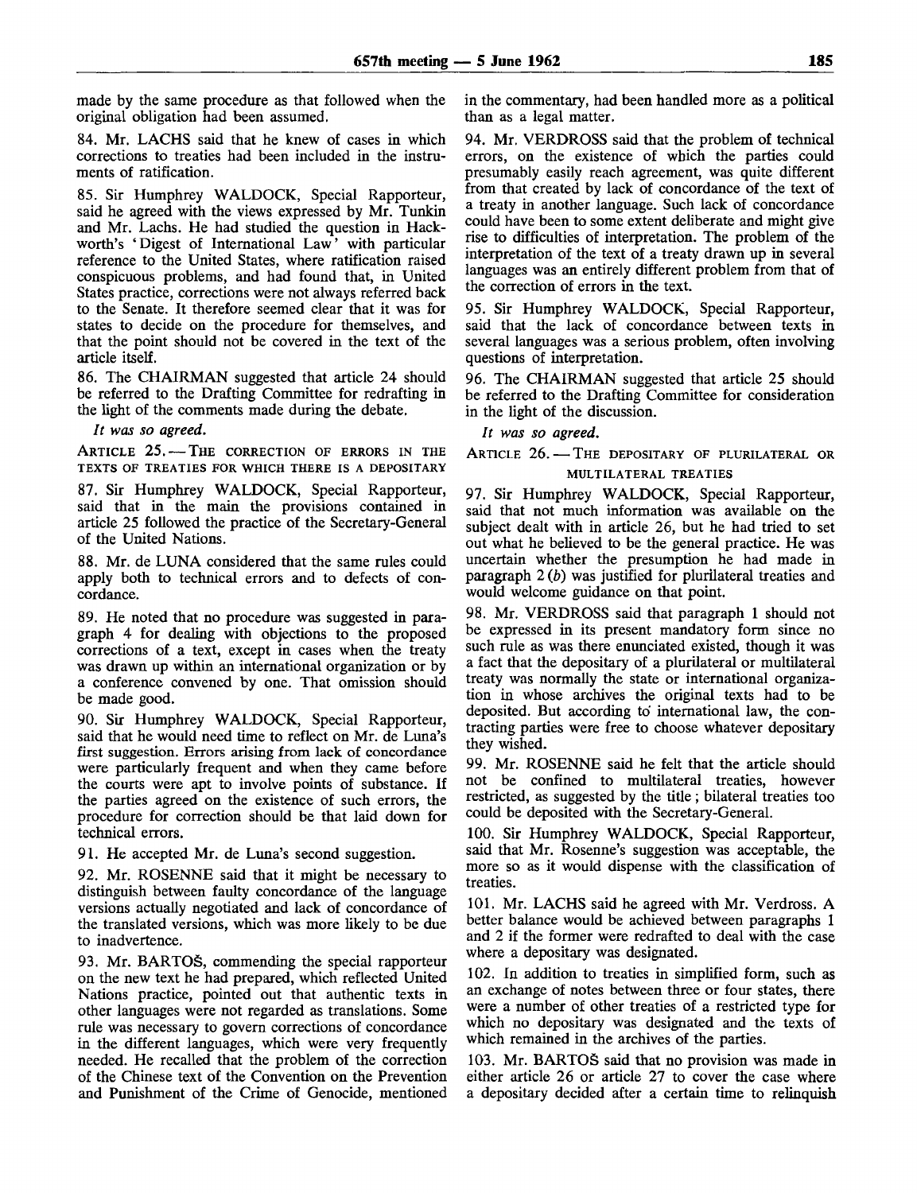made by the same procedure as that followed when the original obligation had been assumed.

84. Mr. LACHS said that he knew of cases in which corrections to treaties had been included in the instruments of ratification.

85. Sir Humphrey WALDOCK, Special Rapporteur, said he agreed with the views expressed by Mr. Tunkin and Mr. Lachs. He had studied the question in Hackworth's 'Digest of International Law' with particular reference to the United States, where ratification raised conspicuous problems, and had found that, in United States practice, corrections were not always referred back to the Senate. It therefore seemed clear that it was for states to decide on the procedure for themselves, and that the point should not be covered in the text of the article itself.

86. The CHAIRMAN suggested that article 24 should be referred to the Drafting Committee for redrafting in the light of the comments made during the debate.

*It was so agreed.*

ARTICLE 25. — THE CORRECTION OF ERRORS IN THE TEXTS OF TREATIES FOR WHICH THERE IS A DEPOSITARY

87. Sir Humphrey WALDOCK, Special Rapporteur, said that in the main the provisions contained in article 25 followed the practice of the Secretary-General of the United Nations.

88. Mr. de LUNA considered that the same rules could apply both to technical errors and to defects of concordance.

89. He noted that no procedure was suggested in paragraph 4 for dealing with objections to the proposed corrections of a text, except in cases when the treaty was drawn up within an international organization or by a conference convened by one. That omission should be made good.

90. Sir Humphrey WALDOCK, Special Rapporteur, said that he would need time to reflect on Mr. de Luna's first suggestion. Errors arising from lack of concordance were particularly frequent and when they came before the courts were apt to involve points of substance. If the parties agreed on the existence of such errors, the procedure for correction should be that laid down for technical errors.

91. He accepted Mr. de Luna's second suggestion.

92. Mr. ROSENNE said that it might be necessary to distinguish between faulty concordance of the language versions actually negotiated and lack of concordance of the translated versions, which was more likely to be due to inadvertence.

93. Mr. BARTOŠ, commending the special rapporteur on the new text he had prepared, which reflected United Nations practice, pointed out that authentic texts in other languages were not regarded as translations. Some rule was necessary to govern corrections of concordance in the different languages, which were very frequently needed. He recalled that the problem of the correction of the Chinese text of the Convention on the Prevention and Punishment of the Crime of Genocide, mentioned in the commentary, had been handled more as a political than as a legal matter.

94. Mr. VERDROSS said that the problem of technical errors, on the existence of which the parties could presumably easily reach agreement, was quite different from that created by lack of concordance of the text of a treaty in another language. Such lack of concordance could have been to some extent deliberate and might give rise to difficulties of interpretation. The problem of the interpretation of the text of a treaty drawn up in several languages was an entirely different problem from that of the correction of errors in the text.

95. Sir Humphrey WALDOCK, Special Rapporteur, said that the lack of concordance between texts in several languages was a serious problem, often involving questions of interpretation.

96. The CHAIRMAN suggested that article 25 should be referred to the Drafting Committee for consideration in the light of the discussion.

*It was so agreed.*

ARTICLE 26. — THE DEPOSITARY OF PLURILATERAL OR MULTILATERAL TREATIES

97. Sir Humphrey WALDOCK, Special Rapporteur, said that not much information was available on the subject dealt with in article 26, but he had tried to set out what he believed to be the general practice. He was uncertain whether the presumption he had made in paragraph 2 (*b*) was justified for plurilateral treaties and would welcome guidance on that point.

98. Mr. VERDROSS said that paragraph 1 should not be expressed in its present mandatory form since no such rule as was there enunciated existed, though it was a fact that the depositary of a plurilateral or multilateral treaty was normally the state or international organization in whose archives the original texts had to be deposited. But according to international law, the contracting parties were free to choose whatever depositary they wished.

99. Mr. ROSENNE said he felt that the article should not be confined to multilateral treaties, however restricted, as suggested by the title; bilateral treaties too could be deposited with the Secretary-General.

100. Sir Humphrey WALDOCK, Special Rapporteur, said that Mr. Rosenne's suggestion was acceptable, the more so as it would dispense with the classification of treaties.

101. Mr. LACHS said he agreed with Mr. Verdross. A better balance would be achieved between paragraphs 1 and 2 if the former were redrafted to deal with the case where a depositary was designated.

102. In addition to treaties in simplified form, such as an exchange of notes between three or four states, there were a number of other treaties of a restricted type for which no depositary was designated and the texts of which remained in the archives of the parties.

103. Mr. BARTOŠ said that no provision was made in either article 26 or article 27 to cover the case where a depositary decided after a certain time to relinquish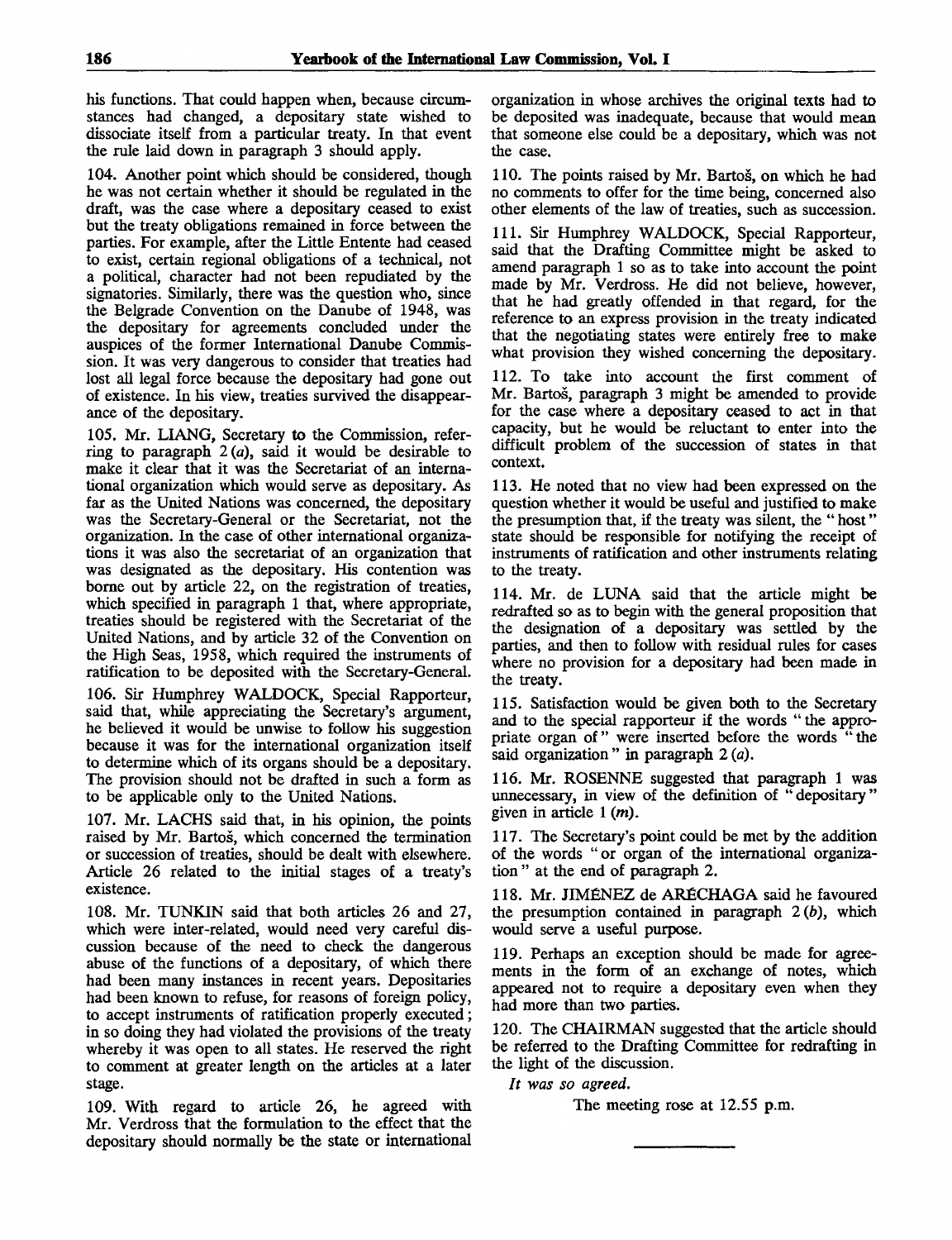his functions. That could happen when, because circumstances had changed, a depositary state wished to dissociate itself from a particular treaty. In that event the rule laid down in paragraph 3 should apply.

104. Another point which should be considered, though he was not certain whether it should be regulated in the draft, was the case where a depositary ceased to exist but the treaty obligations remained in force between the parties. For example, after the Little Entente had ceased to exist, certain regional obligations of a technical, not a political, character had not been repudiated by the signatories. Similarly, there was the question who, since the Belgrade Convention on the Danube of 1948, was the depositary for agreements concluded under the auspices of the former International Danube Commission. It was very dangerous to consider that treaties had lost all legal force because the depositary had gone out of existence. In his view, treaties survived the disappearance of the depositary.

105. Mr. LIANG, Secretary to the Commission, referring to paragraph 2 (*a*), said it would be desirable to make it clear that it was the Secretariat of an international organization which would serve as depositary. As far as the United Nations was concerned, the depositary was the Secretary-General or the Secretariat, not the organization. In the case of other international organizations it was also the secretariat of an organization that was designated as the depositary. His contention was borne out by article 22, on the registration of treaties, which specified in paragraph 1 that, where appropriate, treaties should be registered with the Secretariat of the United Nations, and by article 32 of the Convention on the High Seas, 1958, which required the instruments of ratification to be deposited with the Secretary-General.

106. Sir Humphrey WALDOCK, Special Rapporteur, said that, while appreciating the Secretary's argument, he believed it would be unwise to follow his suggestion because it was for the international organization itself to determine which of its organs should be a depositary. The provision should not be drafted in such a form as to be applicable only to the United Nations.

107. Mr. LACHS said that, in his opinion, the points raised by Mr. Bartoš, which concerned the termination or succession of treaties, should be dealt with elsewhere. Article 26 related to the initial stages of a treaty's existence.

108. Mr. TUNKIN said that both articles 26 and 27, which were inter-related, would need very careful discussion because of the need to check the dangerous abuse of the functions of a depositary, of which there had been many instances in recent years. Depositaries had been known to refuse, for reasons of foreign policy, to accept instruments of ratification properly executed; in so doing they had violated the provisions of the treaty whereby it was open to all states. He reserved the right to comment at greater length on the articles at a later stage.

109. With regard to article 26, he agreed with Mr. Verdross that the formulation to the effect that the depositary should normally be the state or international organization in whose archives the original texts had to be deposited was inadequate, because that would mean that someone else could be a depositary, which was not the case.

110. The points raised by Mr. Bartoš, on which he had no comments to offer for the time being, concerned also other elements of the law of treaties, such as succession.

111. Sir Humphrey WALDOCK, Special Rapporteur, said that the Drafting Committee might be asked to amend paragraph 1 so as to take into account the point made by Mr. Verdross. He did not believe, however, that he had greatly offended in that regard, for the reference to an express provision in the treaty indicated that the negotiating states were entirely free to make what provision they wished concerning the depositary.

112. To take into account the first comment of Mr. Bartoš, paragraph 3 might be amended to provide for the case where a depositary ceased to act in that capacity, but he would be reluctant to enter into the difficult problem of the succession of states in that context.

113. He noted that no view had been expressed on the question whether it would be useful and justified to make the presumption that, if the treaty was silent, the "host" state should be responsible for notifying the receipt of instruments of ratification and other instruments relating to the treaty.

114. Mr. de LUNA said that the article might be redrafted so as to begin with the general proposition that the designation of a depositary was settled by the parties, and then to follow with residual rules for cases where no provision for a depositary had been made in the treaty.

115. Satisfaction would be given both to the Secretary and to the special rapporteur if the words "the appropriate organ of" were inserted before the words "the said organization" in paragraph 2 (*a*).

116. Mr. ROSENNE suggested that paragraph 1 was unnecessary, in view of the definition of "depositary" given in article 1 (*m*).

117. The Secretary's point could be met by the addition of the words "or organ of the international organization" at the end of paragraph 2.

118. Mr. JIMÉNEZ de ARÉCHAGA said he favoured the presumption contained in paragraph 2 (*b*), which would serve a useful purpose.

119. Perhaps an exception should be made for agreements in the form of an exchange of notes, which appeared not to require a depositary even when they had more than two parties.

120. The CHAIRMAN suggested that the article should be referred to the Drafting Committee for redrafting in the light of the discussion.

*It was so agreed.*

The meeting rose at 12.55 p.m.